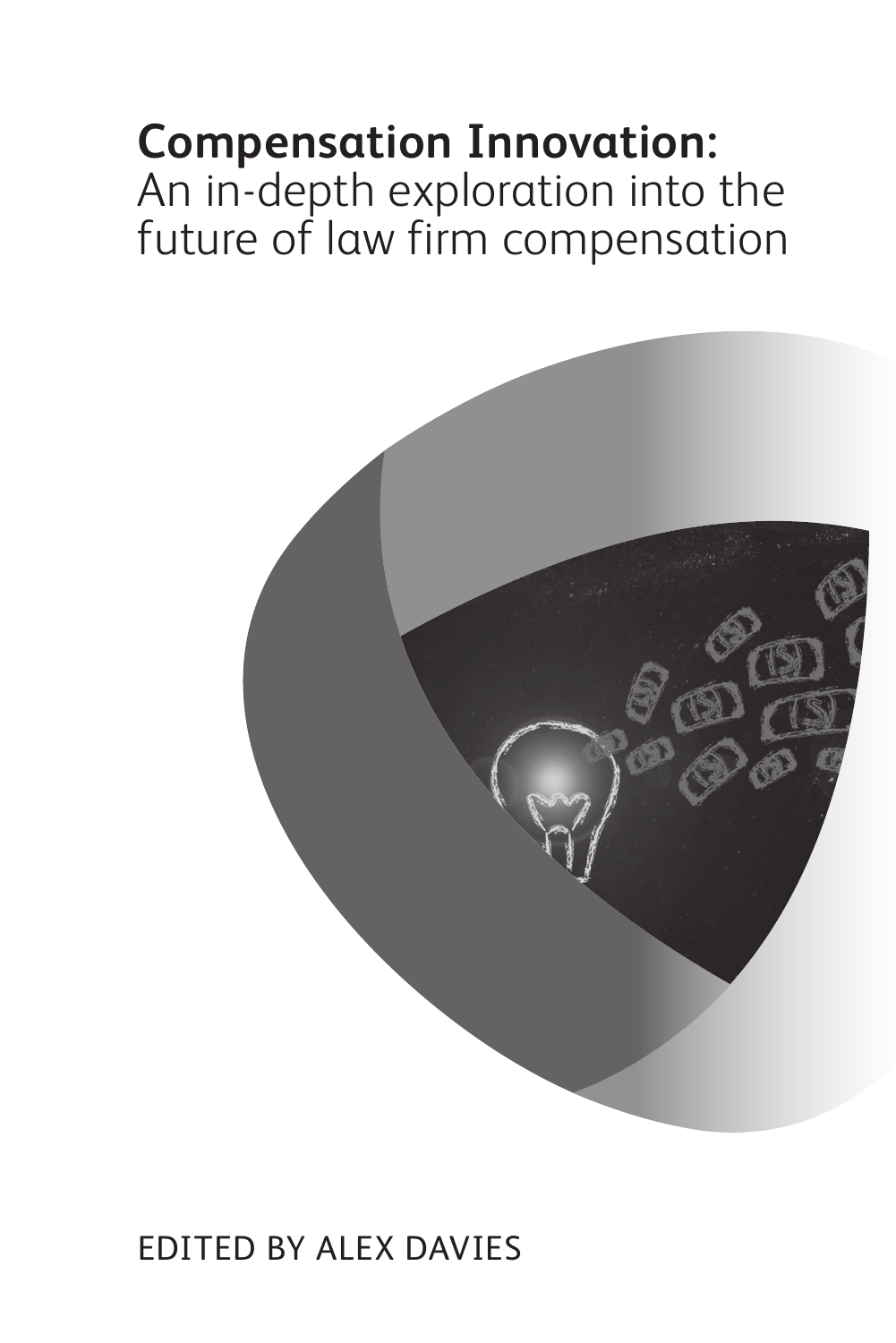# **Compensation Innovation:**

An in-depth exploration into the future of law firm compensation

EDITED BY ALEX DAVIES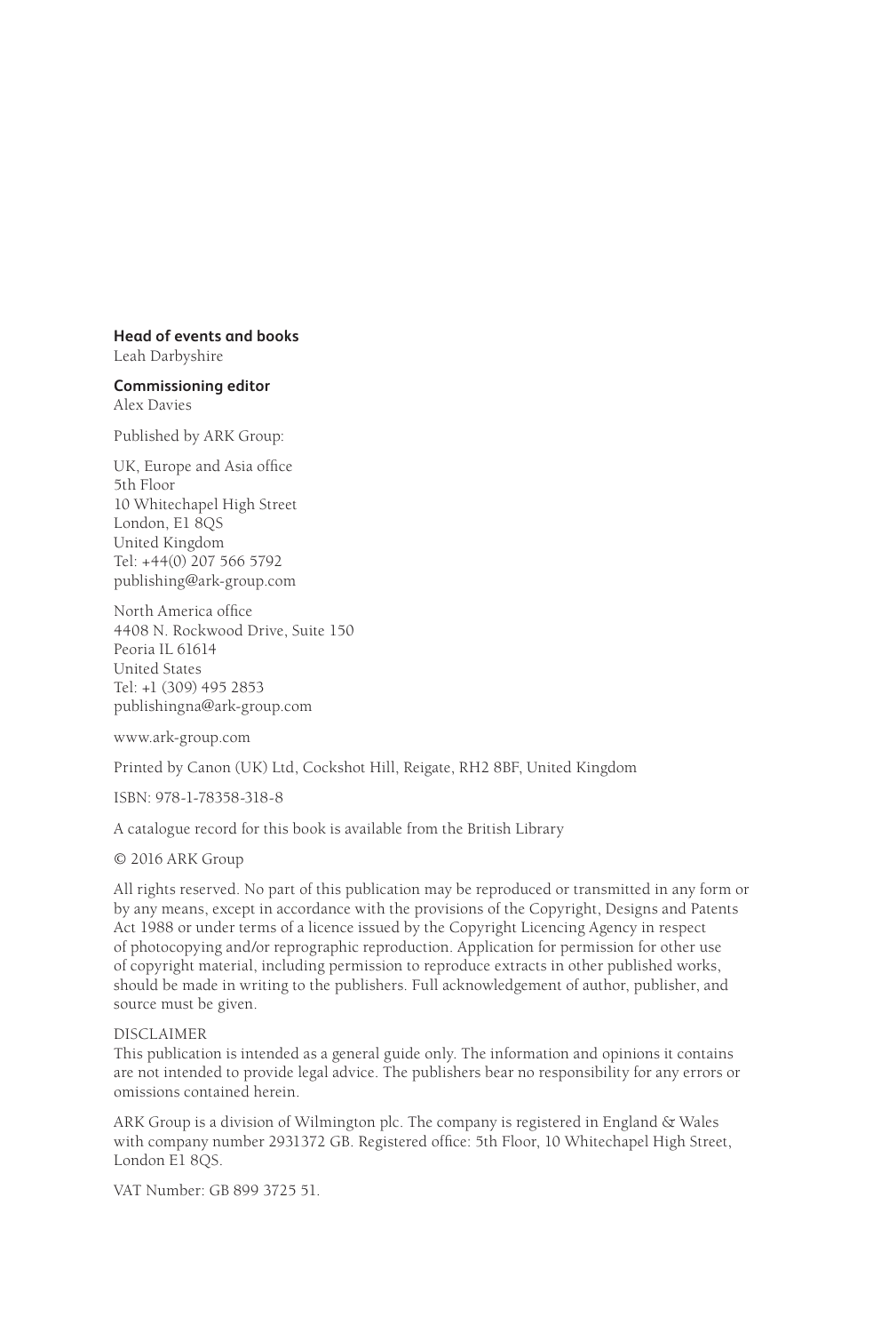**Head of events and books**
Leah Darbyshire

**Commissioning editor**
Alex Davies

Published by ARK Group:

UK, Europe and Asia office
5th Floor
10 Whitechapel High Street
London, E1 8QS
United Kingdom
Tel: +44(0) 207 566 5792
publishing@ark-group.com

North America office
4408 N. Rockwood Drive, Suite 150
Peoria IL 61614
United States
Tel: +1 (309) 495 2853
publishingna@ark-group.com

www.ark-group.com

Printed by Canon (UK) Ltd, Cockshot Hill, Reigate, RH2 8BF, United Kingdom

ISBN: 978-1-78358-318-8

A catalogue record for this book is available from the British Library

© 2016 ARK Group

All rights reserved. No part of this publication may be reproduced or transmitted in any form or by any means, except in accordance with the provisions of the Copyright, Designs and Patents Act 1988 or under terms of a licence issued by the Copyright Licencing Agency in respect of photocopying and/or reprographic reproduction. Application for permission for other use of copyright material, including permission to reproduce extracts in other published works, should be made in writing to the publishers. Full acknowledgement of author, publisher, and source must be given.

DISCLAIMER
This publication is intended as a general guide only. The information and opinions it contains are not intended to provide legal advice. The publishers bear no responsibility for any errors or omissions contained herein.

ARK Group is a division of Wilmington plc. The company is registered in England & Wales with company number 2931372 GB. Registered office: 5th Floor, 10 Whitechapel High Street, London E1 8QS.

VAT Number: GB 899 3725 51.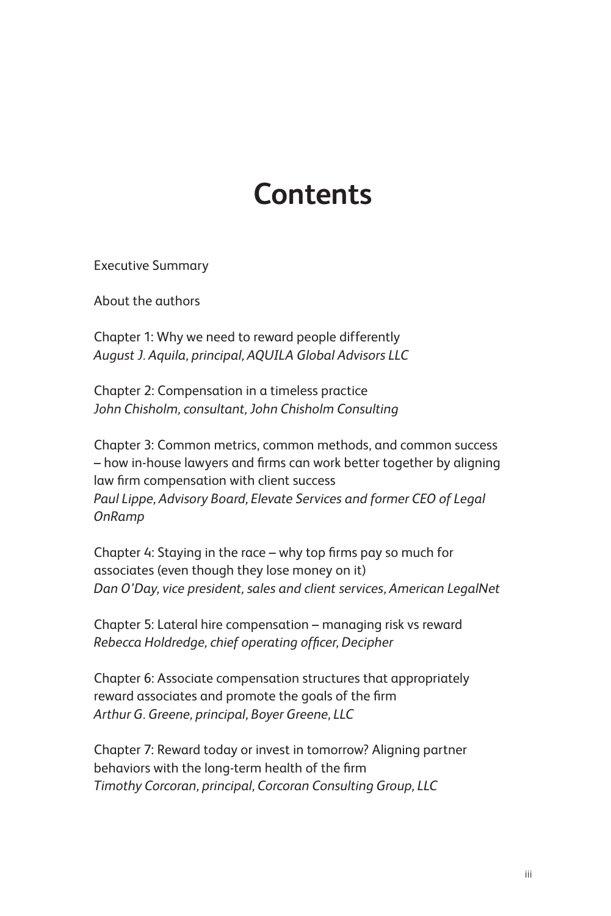# Contents

Executive Summary

About the authors

Chapter 1: Why we need to reward people differently
*August J. Aquila, principal, AQUILA Global Advisors LLC*

Chapter 2: Compensation in a timeless practice
*John Chisholm, consultant, John Chisholm Consulting*

Chapter 3: Common metrics, common methods, and common success – how in-house lawyers and firms can work better together by aligning law firm compensation with client success
*Paul Lippe, Advisory Board, Elevate Services and former CEO of Legal OnRamp*

Chapter 4: Staying in the race – why top firms pay so much for associates (even though they lose money on it)
*Dan O'Day, vice president, sales and client services, American LegalNet*

Chapter 5: Lateral hire compensation – managing risk vs reward
*Rebecca Holdredge, chief operating officer, Decipher*

Chapter 6: Associate compensation structures that appropriately reward associates and promote the goals of the firm
*Arthur G. Greene, principal, Boyer Greene, LLC*

Chapter 7: Reward today or invest in tomorrow? Aligning partner behaviors with the long-term health of the firm
*Timothy Corcoran, principal, Corcoran Consulting Group, LLC*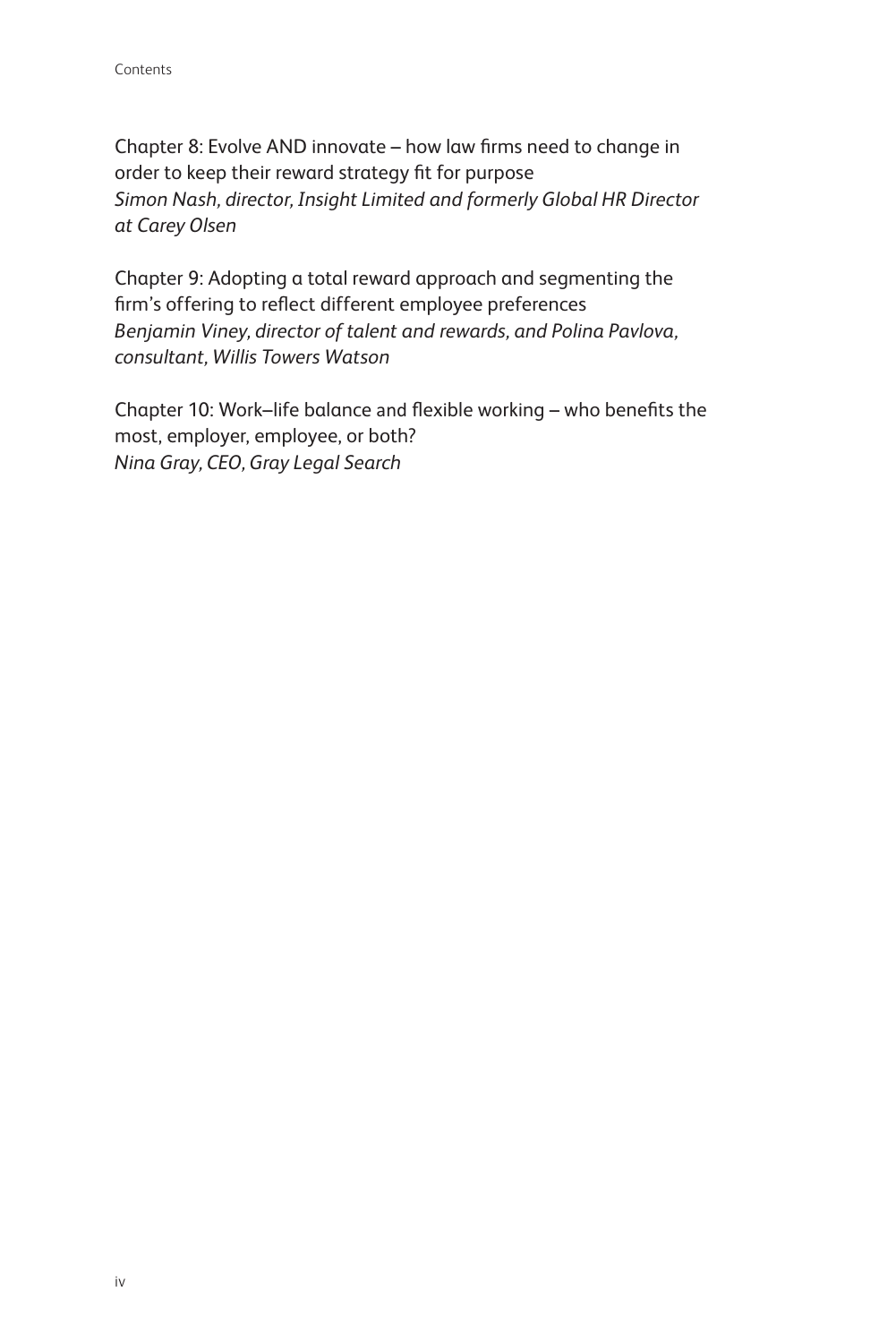Chapter 8: Evolve AND innovate – how law firms need to change in order to keep their reward strategy fit for purpose
*Simon Nash, director, Insight Limited and formerly Global HR Director at Carey Olsen*

Chapter 9: Adopting a total reward approach and segmenting the firm's offering to reflect different employee preferences
*Benjamin Viney, director of talent and rewards, and Polina Pavlova, consultant, Willis Towers Watson*

Chapter 10: Work–life balance and flexible working – who benefits the most, employer, employee, or both?
*Nina Gray, CEO, Gray Legal Search*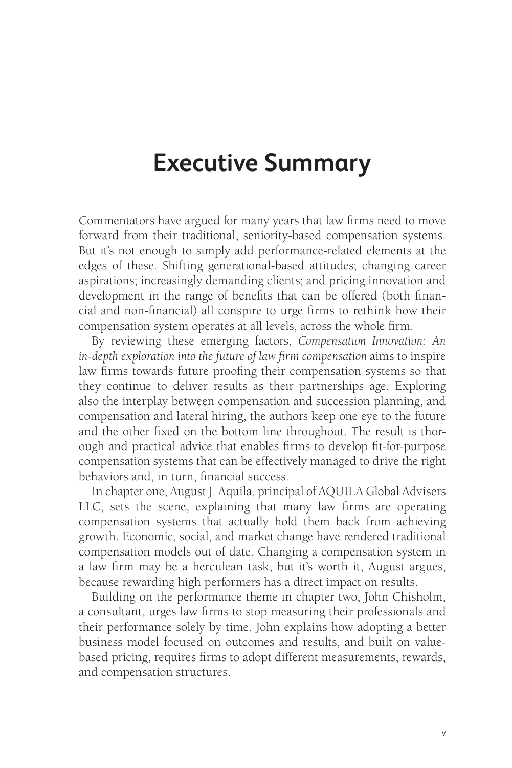# Executive Summary

Commentators have argued for many years that law firms need to move forward from their traditional, seniority-based compensation systems. But it's not enough to simply add performance-related elements at the edges of these. Shifting generational-based attitudes; changing career aspirations; increasingly demanding clients; and pricing innovation and development in the range of benefits that can be offered (both financial and non-financial) all conspire to urge firms to rethink how their compensation system operates at all levels, across the whole firm.

By reviewing these emerging factors, *Compensation Innovation: An in-depth exploration into the future of law firm compensation* aims to inspire law firms towards future proofing their compensation systems so that they continue to deliver results as their partnerships age. Exploring also the interplay between compensation and succession planning, and compensation and lateral hiring, the authors keep one eye to the future and the other fixed on the bottom line throughout. The result is thorough and practical advice that enables firms to develop fit-for-purpose compensation systems that can be effectively managed to drive the right behaviors and, in turn, financial success.

In chapter one, August J. Aquila, principal of AQUILA Global Advisers LLC, sets the scene, explaining that many law firms are operating compensation systems that actually hold them back from achieving growth. Economic, social, and market change have rendered traditional compensation models out of date. Changing a compensation system in a law firm may be a herculean task, but it's worth it, August argues, because rewarding high performers has a direct impact on results.

Building on the performance theme in chapter two, John Chisholm, a consultant, urges law firms to stop measuring their professionals and their performance solely by time. John explains how adopting a better business model focused on outcomes and results, and built on value-based pricing, requires firms to adopt different measurements, rewards, and compensation structures.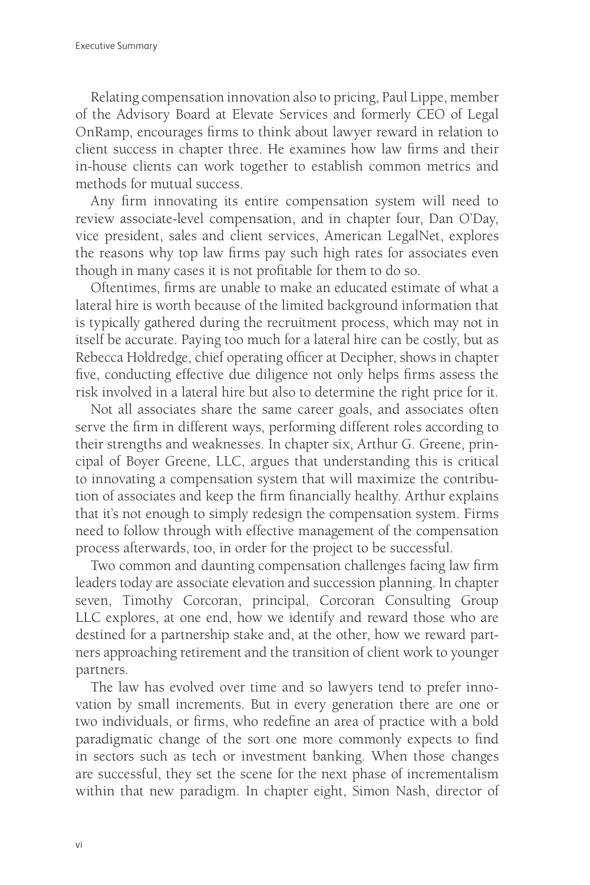Relating compensation innovation also to pricing, Paul Lippe, member of the Advisory Board at Elevate Services and formerly CEO of Legal OnRamp, encourages firms to think about lawyer reward in relation to client success in chapter three. He examines how law firms and their in-house clients can work together to establish common metrics and methods for mutual success.

Any firm innovating its entire compensation system will need to review associate-level compensation, and in chapter four, Dan O'Day, vice president, sales and client services, American LegalNet, explores the reasons why top law firms pay such high rates for associates even though in many cases it is not profitable for them to do so.

Oftentimes, firms are unable to make an educated estimate of what a lateral hire is worth because of the limited background information that is typically gathered during the recruitment process, which may not in itself be accurate. Paying too much for a lateral hire can be costly, but as Rebecca Holdredge, chief operating officer at Decipher, shows in chapter five, conducting effective due diligence not only helps firms assess the risk involved in a lateral hire but also to determine the right price for it.

Not all associates share the same career goals, and associates often serve the firm in different ways, performing different roles according to their strengths and weaknesses. In chapter six, Arthur G. Greene, principal of Boyer Greene, LLC, argues that understanding this is critical to innovating a compensation system that will maximize the contribution of associates and keep the firm financially healthy. Arthur explains that it's not enough to simply redesign the compensation system. Firms need to follow through with effective management of the compensation process afterwards, too, in order for the project to be successful.

Two common and daunting compensation challenges facing law firm leaders today are associate elevation and succession planning. In chapter seven, Timothy Corcoran, principal, Corcoran Consulting Group LLC explores, at one end, how we identify and reward those who are destined for a partnership stake and, at the other, how we reward partners approaching retirement and the transition of client work to younger partners.

The law has evolved over time and so lawyers tend to prefer innovation by small increments. But in every generation there are one or two individuals, or firms, who redefine an area of practice with a bold paradigmatic change of the sort one more commonly expects to find in sectors such as tech or investment banking. When those changes are successful, they set the scene for the next phase of incrementalism within that new paradigm. In chapter eight, Simon Nash, director of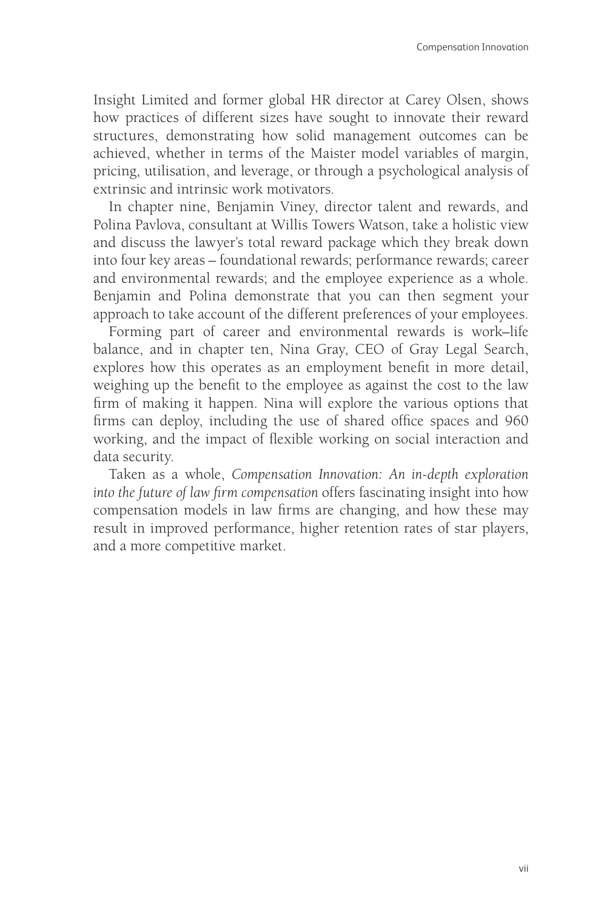Insight Limited and former global HR director at Carey Olsen, shows how practices of different sizes have sought to innovate their reward structures, demonstrating how solid management outcomes can be achieved, whether in terms of the Maister model variables of margin, pricing, utilisation, and leverage, or through a psychological analysis of extrinsic and intrinsic work motivators.

In chapter nine, Benjamin Viney, director talent and rewards, and Polina Pavlova, consultant at Willis Towers Watson, take a holistic view and discuss the lawyer's total reward package which they break down into four key areas – foundational rewards; performance rewards; career and environmental rewards; and the employee experience as a whole. Benjamin and Polina demonstrate that you can then segment your approach to take account of the different preferences of your employees.

Forming part of career and environmental rewards is work–life balance, and in chapter ten, Nina Gray, CEO of Gray Legal Search, explores how this operates as an employment benefit in more detail, weighing up the benefit to the employee as against the cost to the law firm of making it happen. Nina will explore the various options that firms can deploy, including the use of shared office spaces and 960 working, and the impact of flexible working on social interaction and data security.

Taken as a whole, *Compensation Innovation: An in-depth exploration into the future of law firm compensation* offers fascinating insight into how compensation models in law firms are changing, and how these may result in improved performance, higher retention rates of star players, and a more competitive market.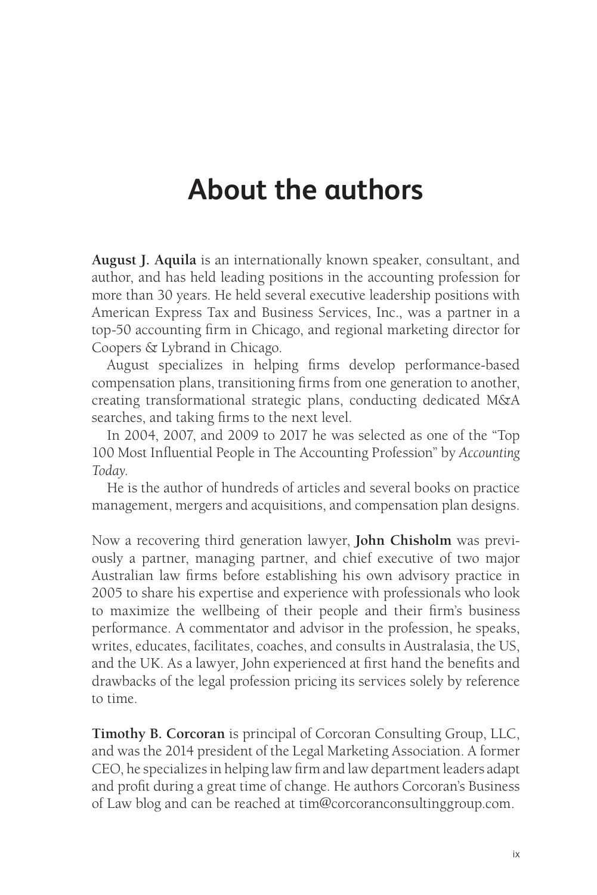# About the authors

**August J. Aquila** is an internationally known speaker, consultant, and author, and has held leading positions in the accounting profession for more than 30 years. He held several executive leadership positions with American Express Tax and Business Services, Inc., was a partner in a top-50 accounting firm in Chicago, and regional marketing director for Coopers & Lybrand in Chicago.

August specializes in helping firms develop performance-based compensation plans, transitioning firms from one generation to another, creating transformational strategic plans, conducting dedicated M&A searches, and taking firms to the next level.

In 2004, 2007, and 2009 to 2017 he was selected as one of the "Top 100 Most Influential People in The Accounting Profession" by *Accounting Today*.

He is the author of hundreds of articles and several books on practice management, mergers and acquisitions, and compensation plan designs.

Now a recovering third generation lawyer, **John Chisholm** was previously a partner, managing partner, and chief executive of two major Australian law firms before establishing his own advisory practice in 2005 to share his expertise and experience with professionals who look to maximize the wellbeing of their people and their firm's business performance. A commentator and advisor in the profession, he speaks, writes, educates, facilitates, coaches, and consults in Australasia, the US, and the UK. As a lawyer, John experienced at first hand the benefits and drawbacks of the legal profession pricing its services solely by reference to time.

**Timothy B. Corcoran** is principal of Corcoran Consulting Group, LLC, and was the 2014 president of the Legal Marketing Association. A former CEO, he specializes in helping law firm and law department leaders adapt and profit during a great time of change. He authors Corcoran's Business of Law blog and can be reached at tim@corcoranconsultinggroup.com.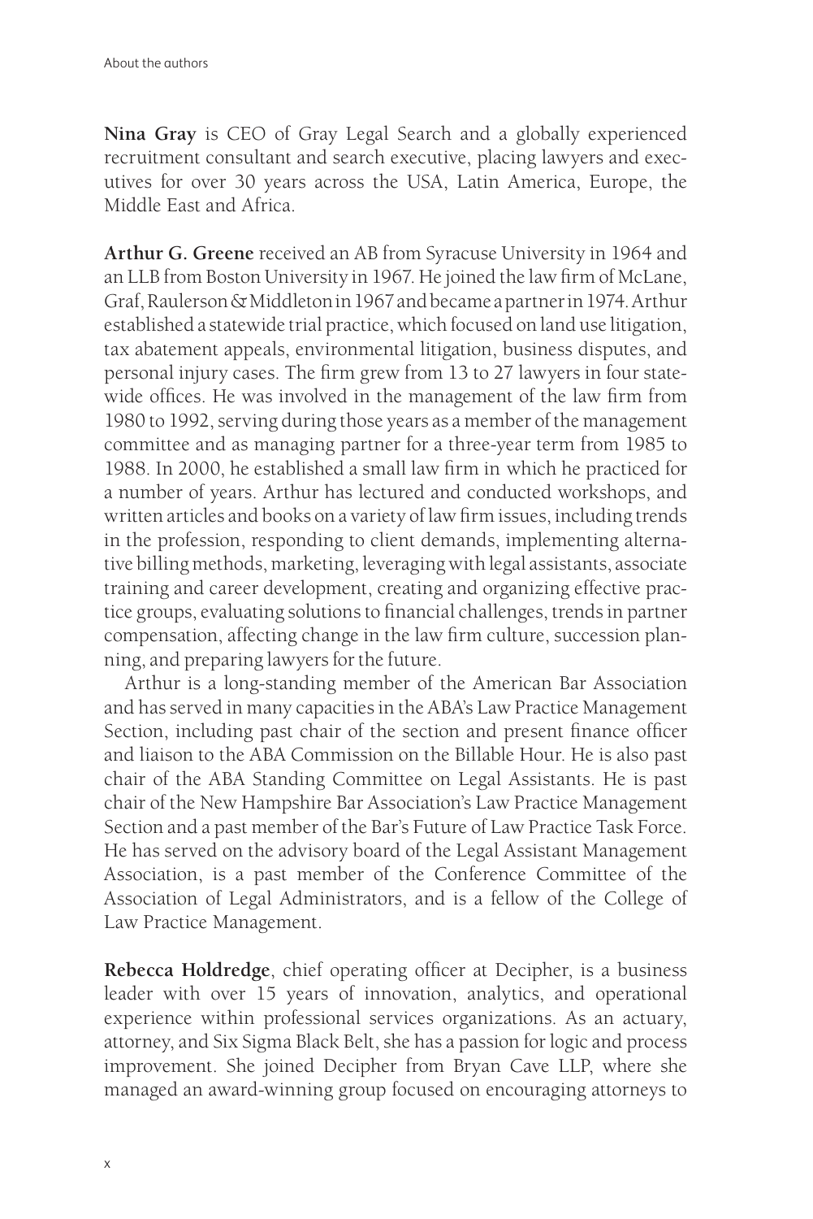**Nina Gray** is CEO of Gray Legal Search and a globally experienced recruitment consultant and search executive, placing lawyers and executives for over 30 years across the USA, Latin America, Europe, the Middle East and Africa.

**Arthur G. Greene** received an AB from Syracuse University in 1964 and an LLB from Boston University in 1967. He joined the law firm of McLane, Graf, Raulerson & Middleton in 1967 and became a partner in 1974. Arthur established a statewide trial practice, which focused on land use litigation, tax abatement appeals, environmental litigation, business disputes, and personal injury cases. The firm grew from 13 to 27 lawyers in four statewide offices. He was involved in the management of the law firm from 1980 to 1992, serving during those years as a member of the management committee and as managing partner for a three-year term from 1985 to 1988. In 2000, he established a small law firm in which he practiced for a number of years. Arthur has lectured and conducted workshops, and written articles and books on a variety of law firm issues, including trends in the profession, responding to client demands, implementing alternative billing methods, marketing, leveraging with legal assistants, associate training and career development, creating and organizing effective practice groups, evaluating solutions to financial challenges, trends in partner compensation, affecting change in the law firm culture, succession planning, and preparing lawyers for the future.

Arthur is a long-standing member of the American Bar Association and has served in many capacities in the ABA's Law Practice Management Section, including past chair of the section and present finance officer and liaison to the ABA Commission on the Billable Hour. He is also past chair of the ABA Standing Committee on Legal Assistants. He is past chair of the New Hampshire Bar Association's Law Practice Management Section and a past member of the Bar's Future of Law Practice Task Force. He has served on the advisory board of the Legal Assistant Management Association, is a past member of the Conference Committee of the Association of Legal Administrators, and is a fellow of the College of Law Practice Management.

**Rebecca Holdredge**, chief operating officer at Decipher, is a business leader with over 15 years of innovation, analytics, and operational experience within professional services organizations. As an actuary, attorney, and Six Sigma Black Belt, she has a passion for logic and process improvement. She joined Decipher from Bryan Cave LLP, where she managed an award-winning group focused on encouraging attorneys to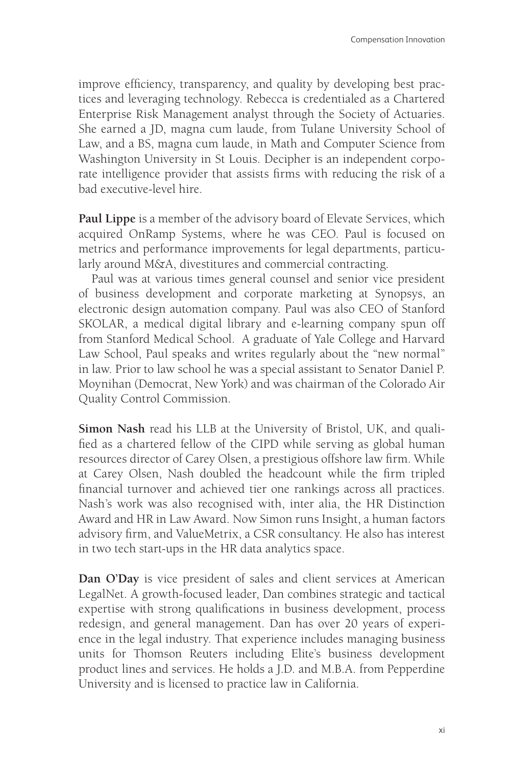improve efficiency, transparency, and quality by developing best practices and leveraging technology. Rebecca is credentialed as a Chartered Enterprise Risk Management analyst through the Society of Actuaries. She earned a JD, magna cum laude, from Tulane University School of Law, and a BS, magna cum laude, in Math and Computer Science from Washington University in St Louis. Decipher is an independent corporate intelligence provider that assists firms with reducing the risk of a bad executive-level hire.

**Paul Lippe** is a member of the advisory board of Elevate Services, which acquired OnRamp Systems, where he was CEO. Paul is focused on metrics and performance improvements for legal departments, particularly around M&A, divestitures and commercial contracting.

Paul was at various times general counsel and senior vice president of business development and corporate marketing at Synopsys, an electronic design automation company. Paul was also CEO of Stanford SKOLAR, a medical digital library and e-learning company spun off from Stanford Medical School. A graduate of Yale College and Harvard Law School, Paul speaks and writes regularly about the "new normal" in law. Prior to law school he was a special assistant to Senator Daniel P. Moynihan (Democrat, New York) and was chairman of the Colorado Air Quality Control Commission.

**Simon Nash** read his LLB at the University of Bristol, UK, and qualified as a chartered fellow of the CIPD while serving as global human resources director of Carey Olsen, a prestigious offshore law firm. While at Carey Olsen, Nash doubled the headcount while the firm tripled financial turnover and achieved tier one rankings across all practices. Nash's work was also recognised with, inter alia, the HR Distinction Award and HR in Law Award. Now Simon runs Insight, a human factors advisory firm, and ValueMetrix, a CSR consultancy. He also has interest in two tech start-ups in the HR data analytics space.

**Dan O'Day** is vice president of sales and client services at American LegalNet. A growth-focused leader, Dan combines strategic and tactical expertise with strong qualifications in business development, process redesign, and general management. Dan has over 20 years of experience in the legal industry. That experience includes managing business units for Thomson Reuters including Elite's business development product lines and services. He holds a J.D. and M.B.A. from Pepperdine University and is licensed to practice law in California.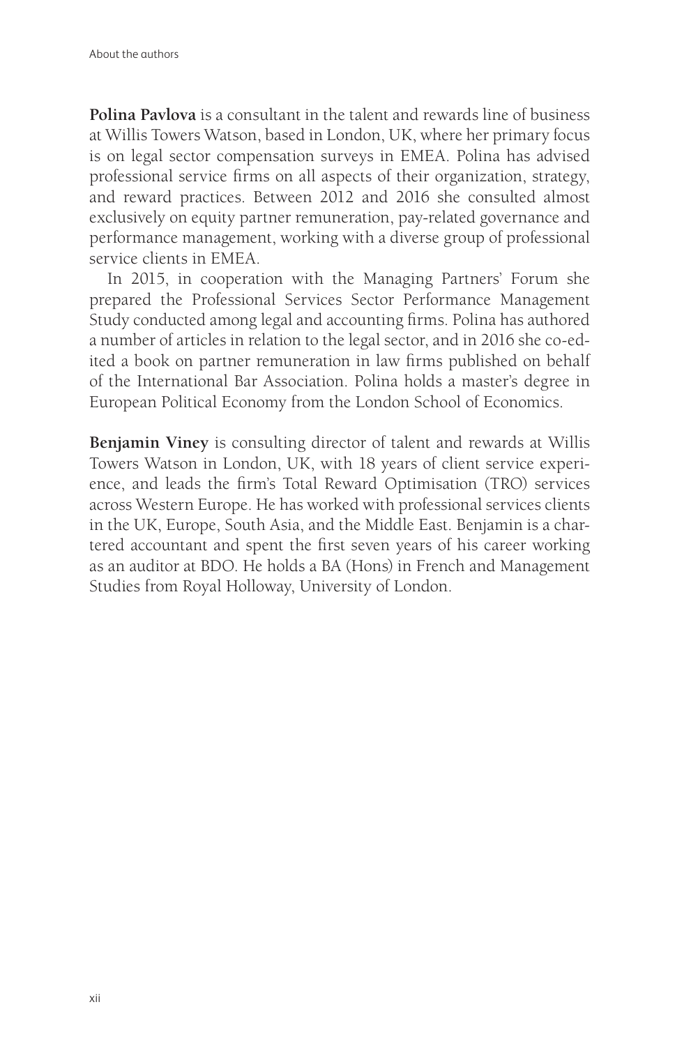**Polina Pavlova** is a consultant in the talent and rewards line of business at Willis Towers Watson, based in London, UK, where her primary focus is on legal sector compensation surveys in EMEA. Polina has advised professional service firms on all aspects of their organization, strategy, and reward practices. Between 2012 and 2016 she consulted almost exclusively on equity partner remuneration, pay-related governance and performance management, working with a diverse group of professional service clients in EMEA.

In 2015, in cooperation with the Managing Partners' Forum she prepared the Professional Services Sector Performance Management Study conducted among legal and accounting firms. Polina has authored a number of articles in relation to the legal sector, and in 2016 she co-edited a book on partner remuneration in law firms published on behalf of the International Bar Association. Polina holds a master's degree in European Political Economy from the London School of Economics.

**Benjamin Viney** is consulting director of talent and rewards at Willis Towers Watson in London, UK, with 18 years of client service experience, and leads the firm's Total Reward Optimisation (TRO) services across Western Europe. He has worked with professional services clients in the UK, Europe, South Asia, and the Middle East. Benjamin is a chartered accountant and spent the first seven years of his career working as an auditor at BDO. He holds a BA (Hons) in French and Management Studies from Royal Holloway, University of London.